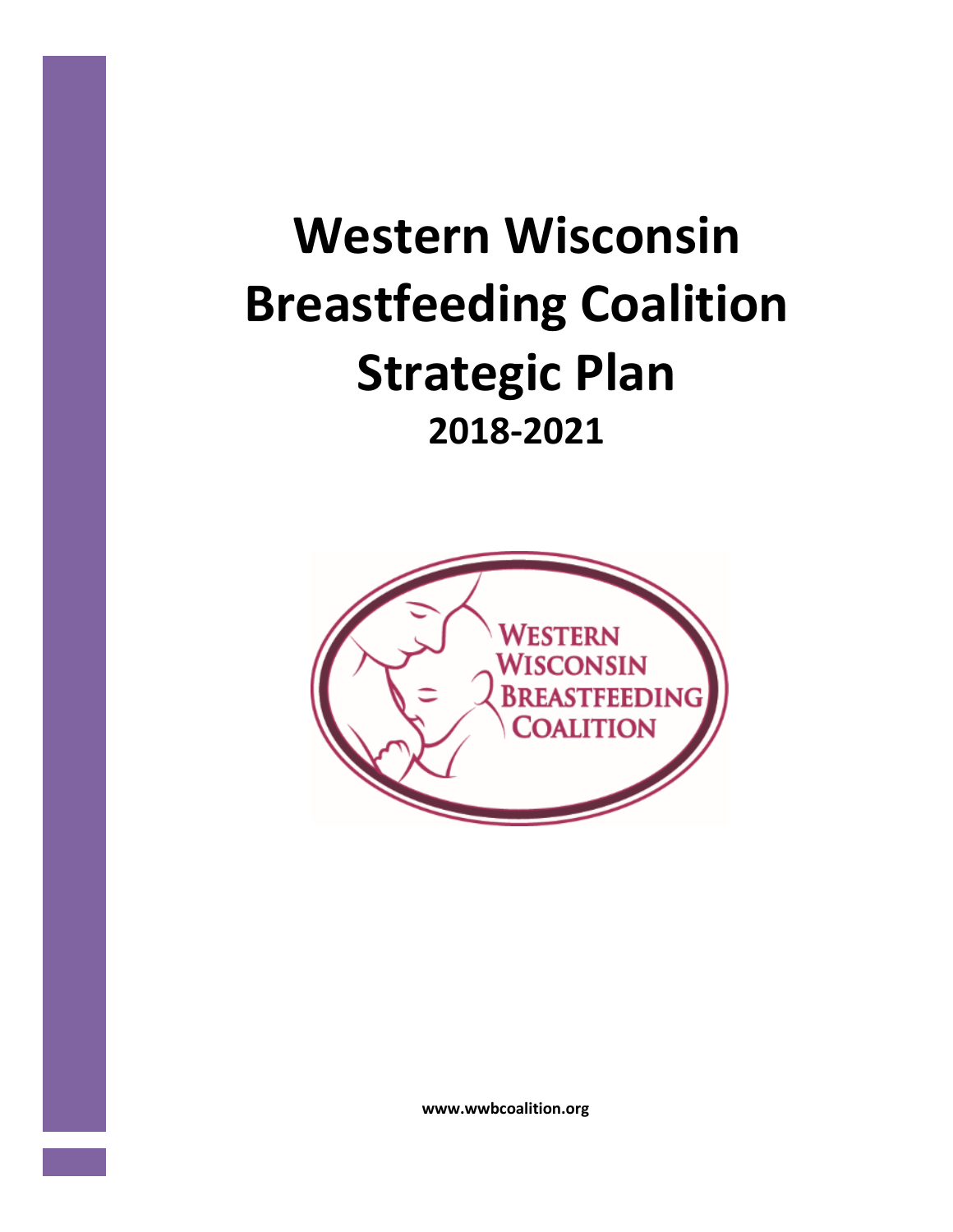# Western Wisconsin Breastfeeding Coalition Strategic Plan

## 2018-2021

**www.wwbcoalition.org**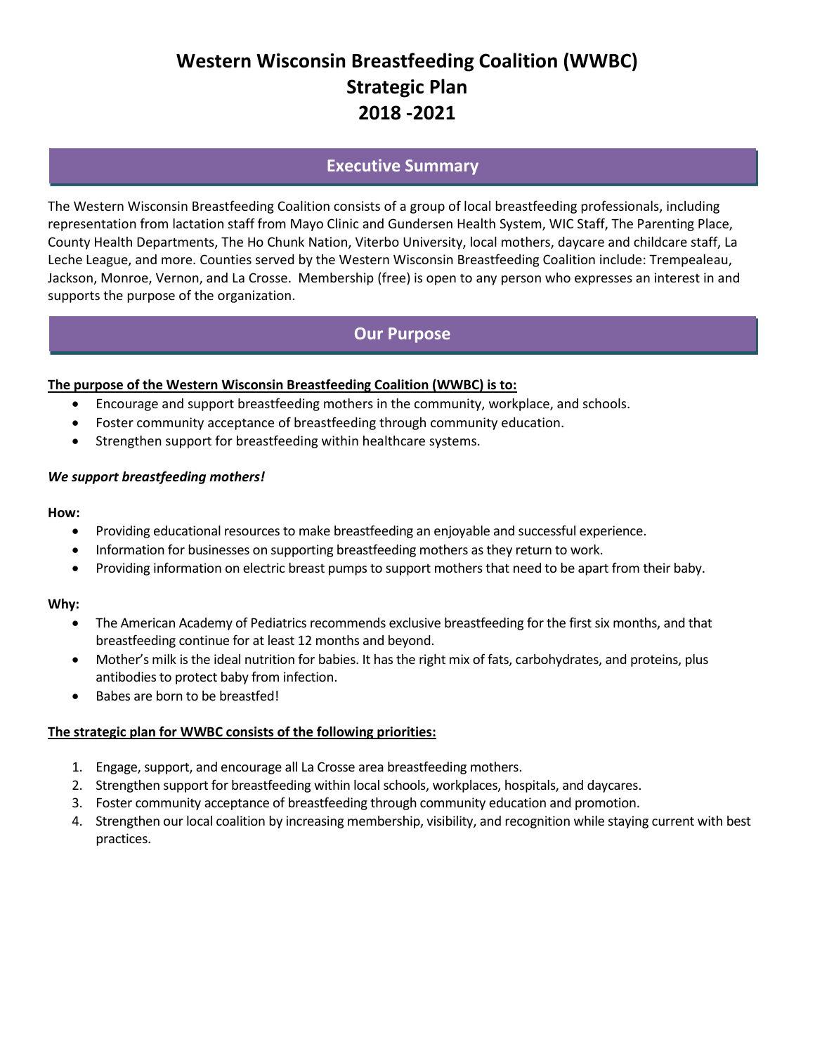# Western Wisconsin Breastfeeding Coalition (WWBC) Strategic Plan 2018 -2021

## Executive Summary

The Western Wisconsin Breastfeeding Coalition consists of a group of local breastfeeding professionals, including representation from lactation staff from Mayo Clinic and Gundersen Health System, WIC Staff, The Parenting Place, County Health Departments, The Ho Chunk Nation, Viterbo University, local mothers, daycare and childcare staff, La Leche League, and more. Counties served by the Western Wisconsin Breastfeeding Coalition include: Trempealeau, Jackson, Monroe, Vernon, and La Crosse. Membership (free) is open to any person who expresses an interest in and supports the purpose of the organization.

## Our Purpose

**The purpose of the Western Wisconsin Breastfeeding Coalition (WWBC) is to:**

- Encourage and support breastfeeding mothers in the community, workplace, and schools.
- Foster community acceptance of breastfeeding through community education.
- Strengthen support for breastfeeding within healthcare systems.

***We support breastfeeding mothers!***

**How:**

- Providing educational resources to make breastfeeding an enjoyable and successful experience.
- Information for businesses on supporting breastfeeding mothers as they return to work.
- Providing information on electric breast pumps to support mothers that need to be apart from their baby.

**Why:**

- The American Academy of Pediatrics recommends exclusive breastfeeding for the first six months, and that breastfeeding continue for at least 12 months and beyond.
- Mother's milk is the ideal nutrition for babies. It has the right mix of fats, carbohydrates, and proteins, plus antibodies to protect baby from infection.
- Babes are born to be breastfed!

**The strategic plan for WWBC consists of the following priorities:**

1. Engage, support, and encourage all La Crosse area breastfeeding mothers.
2. Strengthen support for breastfeeding within local schools, workplaces, hospitals, and daycares.
3. Foster community acceptance of breastfeeding through community education and promotion.
4. Strengthen our local coalition by increasing membership, visibility, and recognition while staying current with best practices.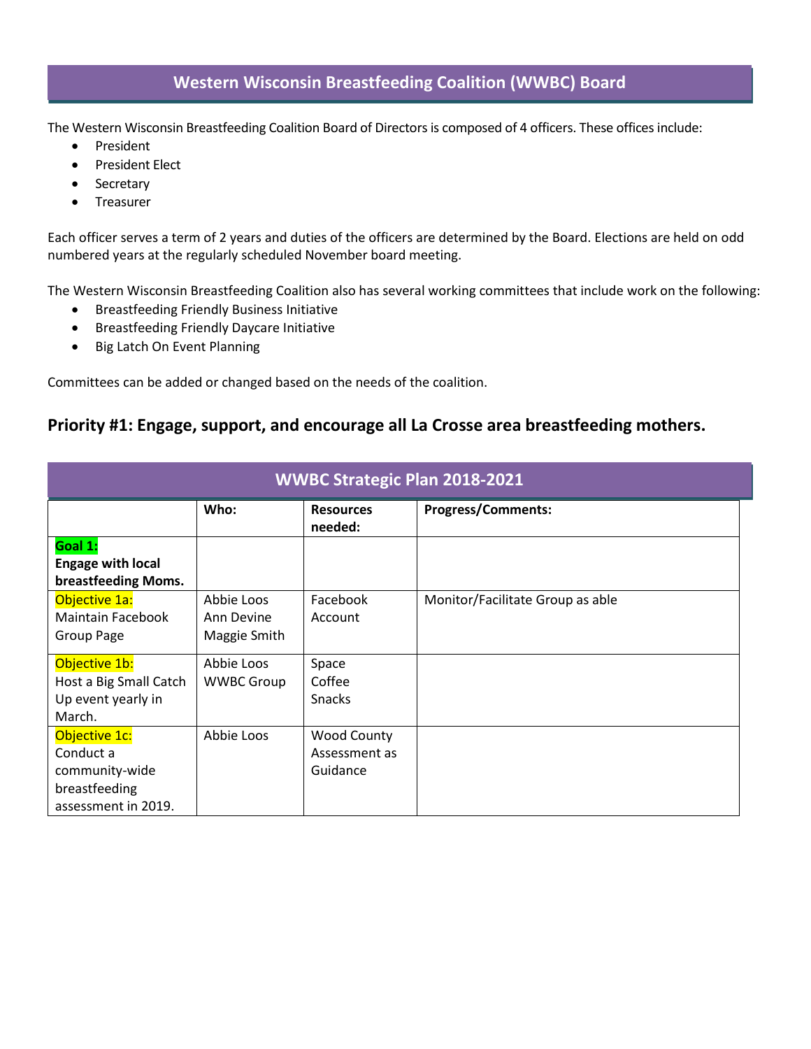## Western Wisconsin Breastfeeding Coalition (WWBC) Board

The Western Wisconsin Breastfeeding Coalition Board of Directors is composed of 4 officers. These offices include:

- President
- President Elect
- Secretary
- Treasurer

Each officer serves a term of 2 years and duties of the officers are determined by the Board. Elections are held on odd numbered years at the regularly scheduled November board meeting.

The Western Wisconsin Breastfeeding Coalition also has several working committees that include work on the following:

- Breastfeeding Friendly Business Initiative
- Breastfeeding Friendly Daycare Initiative
- Big Latch On Event Planning

Committees can be added or changed based on the needs of the coalition.

### Priority #1: Engage, support, and encourage all La Crosse area breastfeeding mothers.

**WWBC Strategic Plan 2018-2021**

| | **Who:** | **Resources needed:** | **Progress/Comments:** |
|---|---|---|---|
| **Goal 1:** **Engage with local breastfeeding Moms.** | | | |
| Objective 1a: Maintain Facebook Group Page | Abbie Loos<br>Ann Devine<br>Maggie Smith | Facebook Account | Monitor/Facilitate Group as able |
| Objective 1b: Host a Big Small Catch Up event yearly in March. | Abbie Loos<br>WWBC Group | Space<br>Coffee<br>Snacks | |
| Objective 1c: Conduct a community-wide breastfeeding assessment in 2019. | Abbie Loos | Wood County Assessment as Guidance | |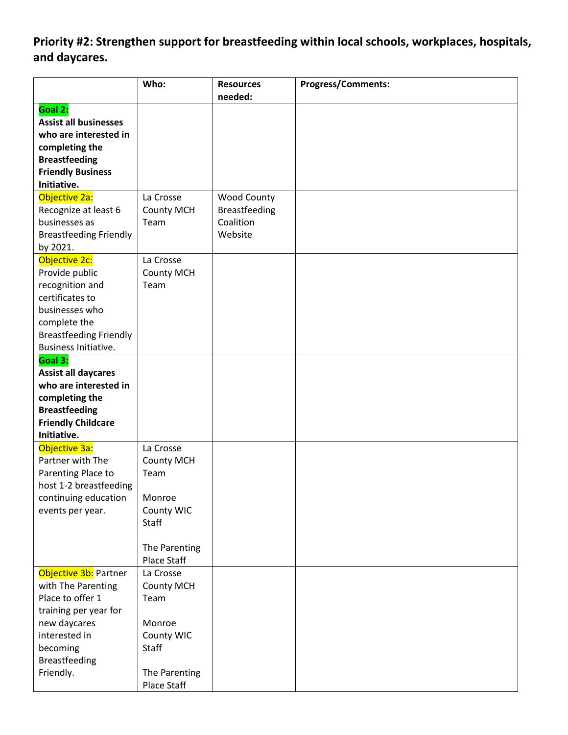**Priority #2: Strengthen support for breastfeeding within local schools, workplaces, hospitals, and daycares.**

| | Who: | Resources needed: | Progress/Comments: |
|---|---|---|---|
| **Goal 2:** **Assist all businesses who are interested in completing the Breastfeeding Friendly Business Initiative.** | | | |
| Objective 2a: Recognize at least 6 businesses as Breastfeeding Friendly by 2021. | La Crosse County MCH Team | Wood County Breastfeeding Coalition Website | |
| Objective 2c: Provide public recognition and certificates to businesses who complete the Breastfeeding Friendly Business Initiative. | La Crosse County MCH Team | | |
| **Goal 3:** **Assist all daycares who are interested in completing the Breastfeeding Friendly Childcare Initiative.** | | | |
| Objective 3a: Partner with The Parenting Place to host 1-2 breastfeeding continuing education events per year. | La Crosse County MCH Team<br><br>Monroe County WIC Staff<br><br>The Parenting Place Staff | | |
| Objective 3b: Partner with The Parenting Place to offer 1 training per year for new daycares interested in becoming Breastfeeding Friendly. | La Crosse County MCH Team<br><br>Monroe County WIC Staff<br><br>The Parenting Place Staff | | |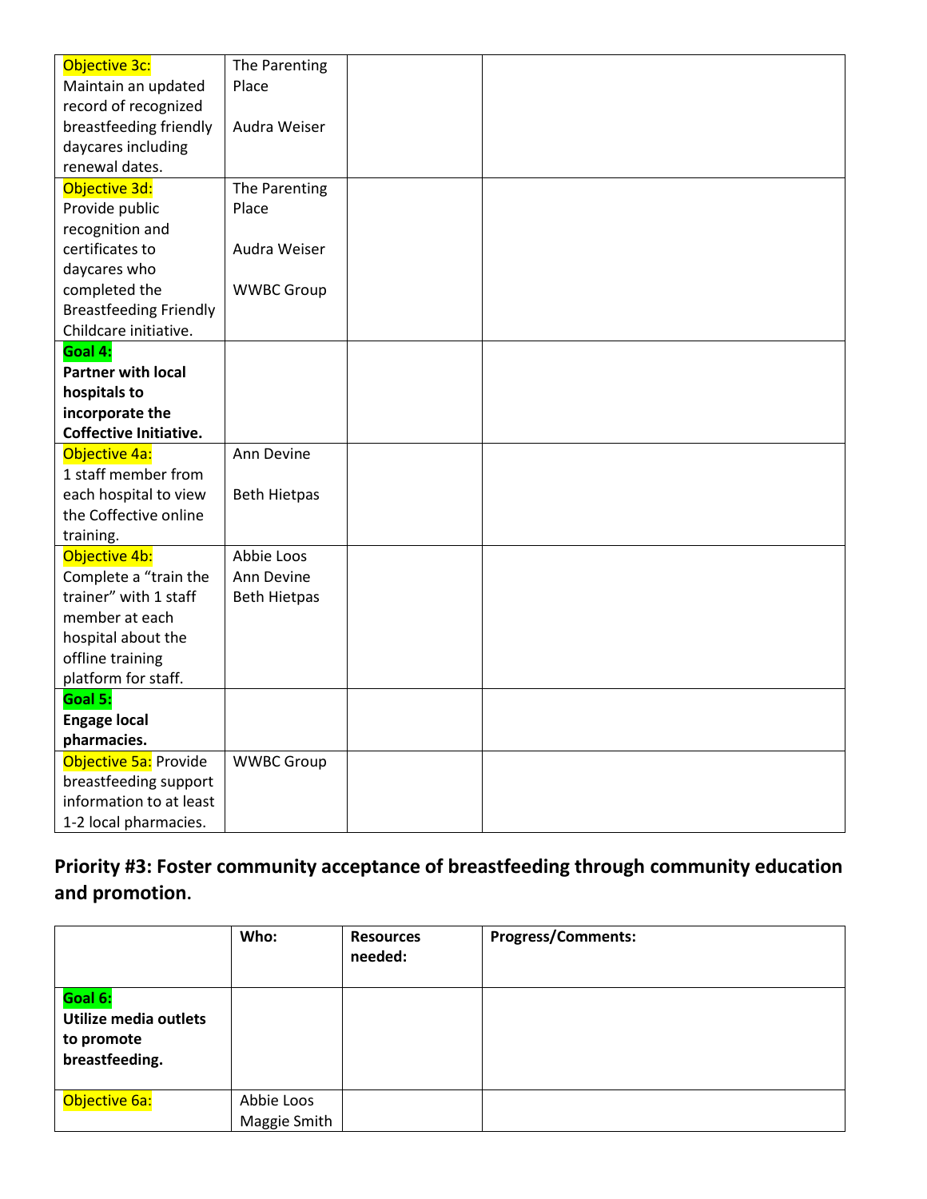| Objective 3c: Maintain an updated record of recognized breastfeeding friendly daycares including renewal dates. | The Parenting Place<br><br>Audra Weiser | | |
|---|---|---|---|
| Objective 3d: Provide public recognition and certificates to daycares who completed the Breastfeeding Friendly Childcare initiative. | The Parenting Place<br><br>Audra Weiser<br><br>WWBC Group | | |
| **Goal 4: Partner with local hospitals to incorporate the Coffective Initiative.** | | | |
| Objective 4a: 1 staff member from each hospital to view the Coffective online training. | Ann Devine<br><br>Beth Hietpas | | |
| Objective 4b: Complete a "train the trainer" with 1 staff member at each hospital about the offline training platform for staff. | Abbie Loos<br>Ann Devine<br>Beth Hietpas | | |
| **Goal 5: Engage local pharmacies.** | | | |
| Objective 5a: Provide breastfeeding support information to at least 1-2 local pharmacies. | WWBC Group | | |

## Priority #3: Foster community acceptance of breastfeeding through community education and promotion.

| | **Who:** | **Resources needed:** | **Progress/Comments:** |
|---|---|---|---|
| **Goal 6: Utilize media outlets to promote breastfeeding.** | | | |
| Objective 6a: | Abbie Loos<br>Maggie Smith | | |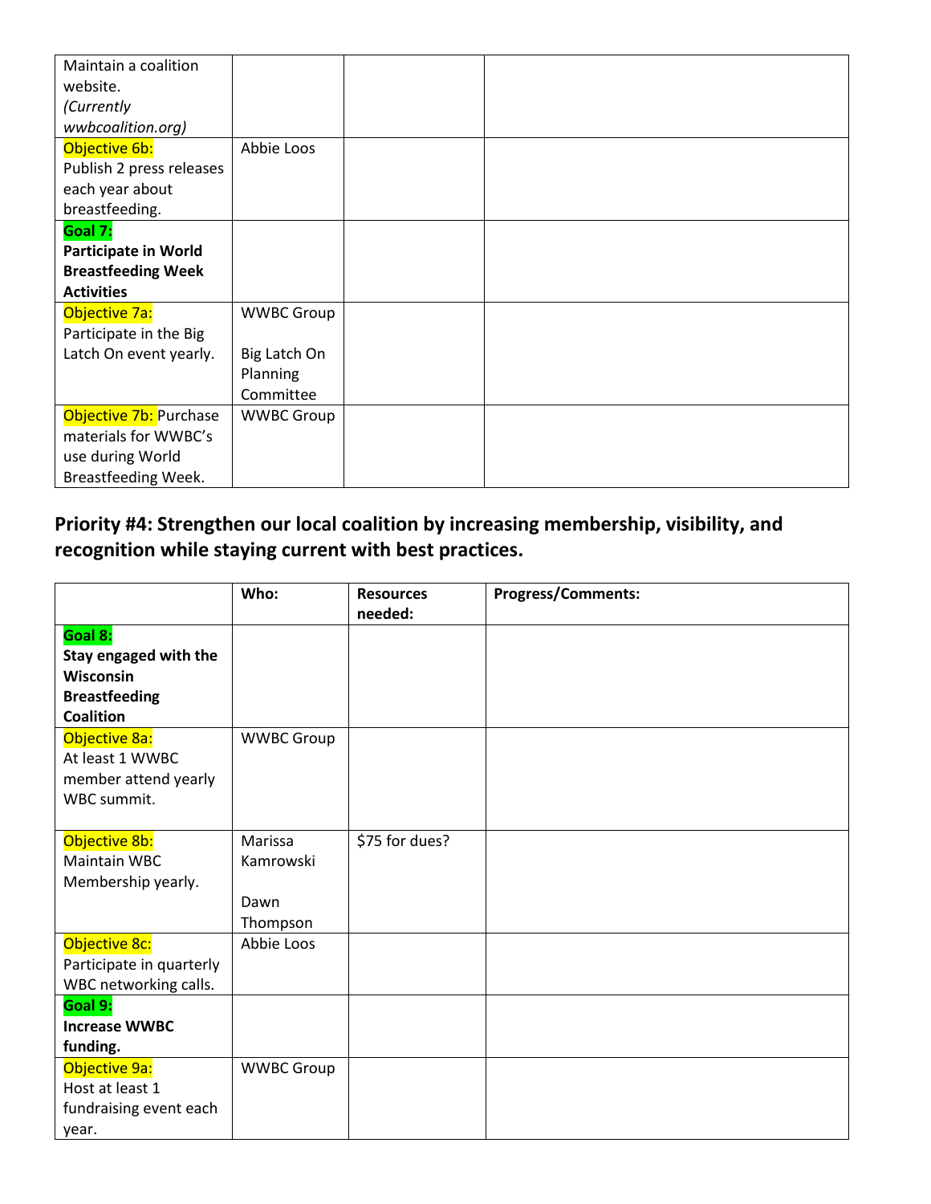| | | | |
|---|---|---|---|
| Maintain a coalition website. *(Currently wwbcoalition.org)* | | | |
| Objective 6b: Publish 2 press releases each year about breastfeeding. | Abbie Loos | | |
| **Goal 7: Participate in World Breastfeeding Week Activities** | | | |
| Objective 7a: Participate in the Big Latch On event yearly. | WWBC Group<br><br>Big Latch On Planning Committee | | |
| Objective 7b: Purchase materials for WWBC's use during World Breastfeeding Week. | WWBC Group | | |

## Priority #4: Strengthen our local coalition by increasing membership, visibility, and recognition while staying current with best practices.

| | Who: | Resources needed: | Progress/Comments: |
|---|---|---|---|
| **Goal 8: Stay engaged with the Wisconsin Breastfeeding Coalition** | | | |
| Objective 8a: At least 1 WWBC member attend yearly WBC summit. | WWBC Group | | |
| Objective 8b: Maintain WBC Membership yearly. | Marissa Kamrowski<br><br>Dawn Thompson | $75 for dues? | |
| Objective 8c: Participate in quarterly WBC networking calls. | Abbie Loos | | |
| **Goal 9: Increase WWBC funding.** | | | |
| Objective 9a: Host at least 1 fundraising event each year. | WWBC Group | | |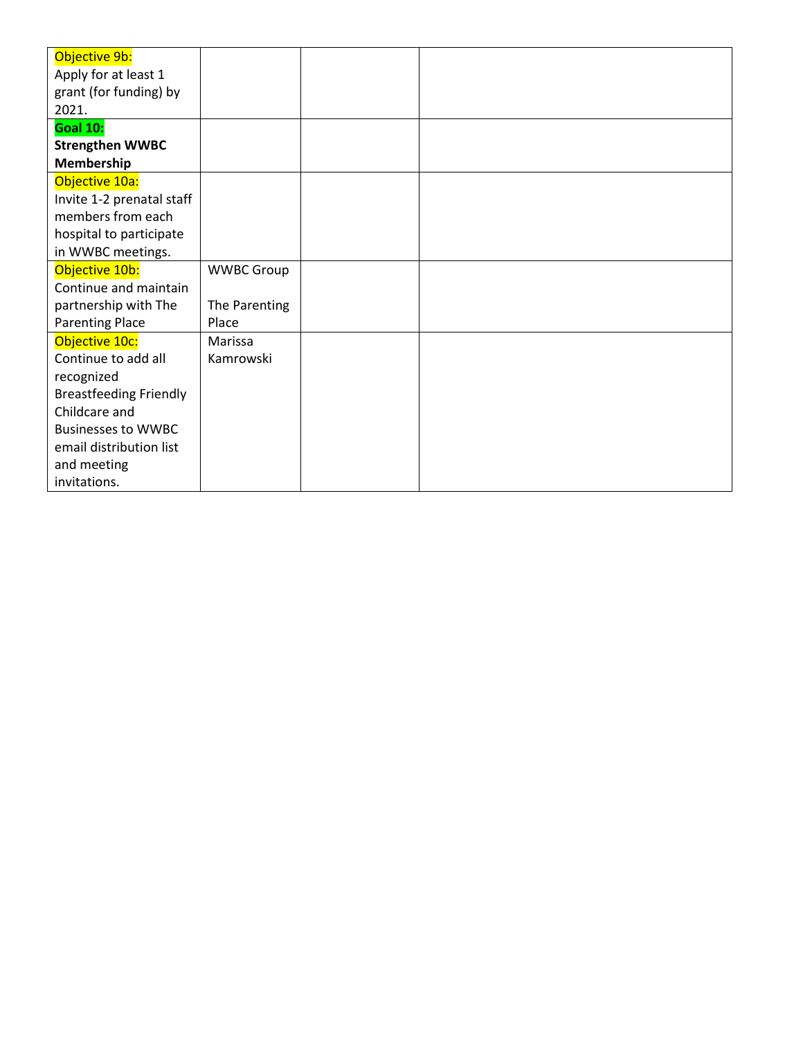| | | | |
|---|---|---|---|
| Objective 9b: Apply for at least 1 grant (for funding) by 2021. | | | |
| **Goal 10: Strengthen WWBC Membership** | | | |
| Objective 10a: Invite 1-2 prenatal staff members from each hospital to participate in WWBC meetings. | | | |
| Objective 10b: Continue and maintain partnership with The Parenting Place | WWBC Group<br><br>The Parenting Place | | |
| Objective 10c: Continue to add all recognized Breastfeeding Friendly Childcare and Businesses to WWBC email distribution list and meeting invitations. | Marissa Kamrowski | | |